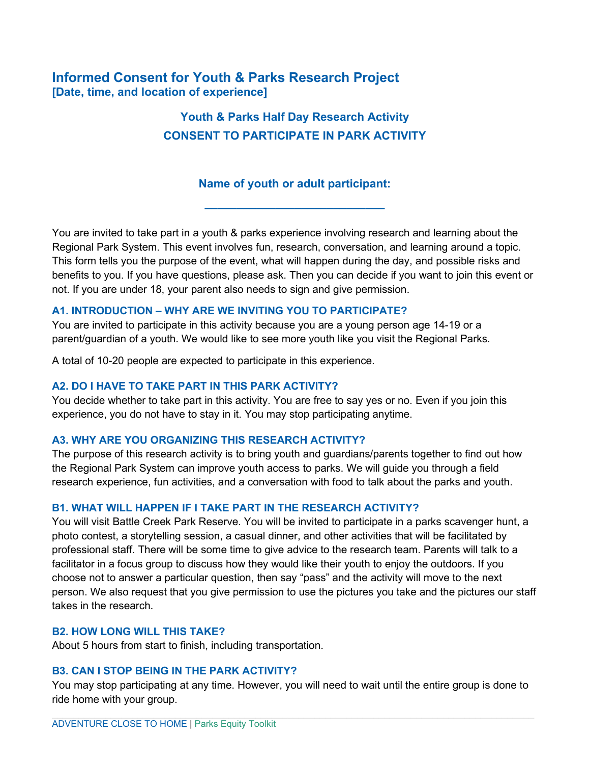# Informed Consent for Youth & Parks Research Project
**[Date, time, and location of experience]**

## Youth & Parks Half Day Research Activity
## CONSENT TO PARTICIPATE IN PARK ACTIVITY

**Name of youth or adult participant:**

**____________________________**

You are invited to take part in a youth & parks experience involving research and learning about the Regional Park System. This event involves fun, research, conversation, and learning around a topic. This form tells you the purpose of the event, what will happen during the day, and possible risks and benefits to you. If you have questions, please ask. Then you can decide if you want to join this event or not. If you are under 18, your parent also needs to sign and give permission.

### A1. INTRODUCTION – WHY ARE WE INVITING YOU TO PARTICIPATE?

You are invited to participate in this activity because you are a young person age 14-19 or a parent/guardian of a youth. We would like to see more youth like you visit the Regional Parks.

A total of 10-20 people are expected to participate in this experience.

### A2. DO I HAVE TO TAKE PART IN THIS PARK ACTIVITY?

You decide whether to take part in this activity. You are free to say yes or no. Even if you join this experience, you do not have to stay in it. You may stop participating anytime.

### A3. WHY ARE YOU ORGANIZING THIS RESEARCH ACTIVITY?

The purpose of this research activity is to bring youth and guardians/parents together to find out how the Regional Park System can improve youth access to parks. We will guide you through a field research experience, fun activities, and a conversation with food to talk about the parks and youth.

### B1. WHAT WILL HAPPEN IF I TAKE PART IN THE RESEARCH ACTIVITY?

You will visit Battle Creek Park Reserve. You will be invited to participate in a parks scavenger hunt, a photo contest, a storytelling session, a casual dinner, and other activities that will be facilitated by professional staff. There will be some time to give advice to the research team. Parents will talk to a facilitator in a focus group to discuss how they would like their youth to enjoy the outdoors. If you choose not to answer a particular question, then say "pass" and the activity will move to the next person. We also request that you give permission to use the pictures you take and the pictures our staff takes in the research.

### B2. HOW LONG WILL THIS TAKE?

About 5 hours from start to finish, including transportation.

### B3. CAN I STOP BEING IN THE PARK ACTIVITY?

You may stop participating at any time. However, you will need to wait until the entire group is done to ride home with your group.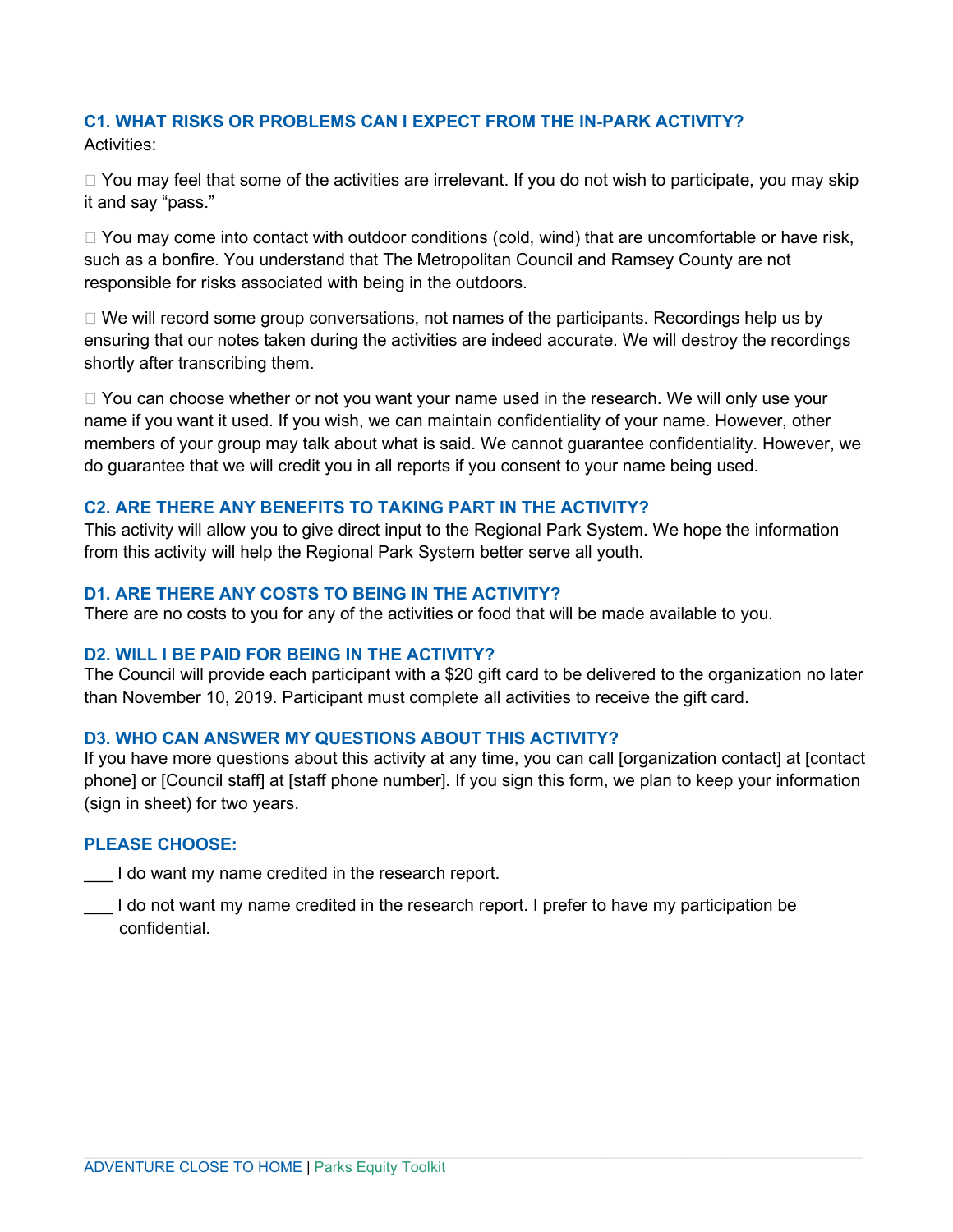### C1. WHAT RISKS OR PROBLEMS CAN I EXPECT FROM THE IN-PARK ACTIVITY?

Activities:

- You may feel that some of the activities are irrelevant. If you do not wish to participate, you may skip it and say "pass."
- You may come into contact with outdoor conditions (cold, wind) that are uncomfortable or have risk, such as a bonfire. You understand that The Metropolitan Council and Ramsey County are not responsible for risks associated with being in the outdoors.
- We will record some group conversations, not names of the participants. Recordings help us by ensuring that our notes taken during the activities are indeed accurate. We will destroy the recordings shortly after transcribing them.
- You can choose whether or not you want your name used in the research. We will only use your name if you want it used. If you wish, we can maintain confidentiality of your name. However, other members of your group may talk about what is said. We cannot guarantee confidentiality. However, we do guarantee that we will credit you in all reports if you consent to your name being used.

### C2. ARE THERE ANY BENEFITS TO TAKING PART IN THE ACTIVITY?

This activity will allow you to give direct input to the Regional Park System. We hope the information from this activity will help the Regional Park System better serve all youth.

### D1. ARE THERE ANY COSTS TO BEING IN THE ACTIVITY?

There are no costs to you for any of the activities or food that will be made available to you.

### D2. WILL I BE PAID FOR BEING IN THE ACTIVITY?

The Council will provide each participant with a $20 gift card to be delivered to the organization no later than November 10, 2019. Participant must complete all activities to receive the gift card.

### D3. WHO CAN ANSWER MY QUESTIONS ABOUT THIS ACTIVITY?

If you have more questions about this activity at any time, you can call [organization contact] at [contact phone] or [Council staff] at [staff phone number]. If you sign this form, we plan to keep your information (sign in sheet) for two years.

### PLEASE CHOOSE:

___ I do want my name credited in the research report.

___ I do not want my name credited in the research report. I prefer to have my participation be confidential.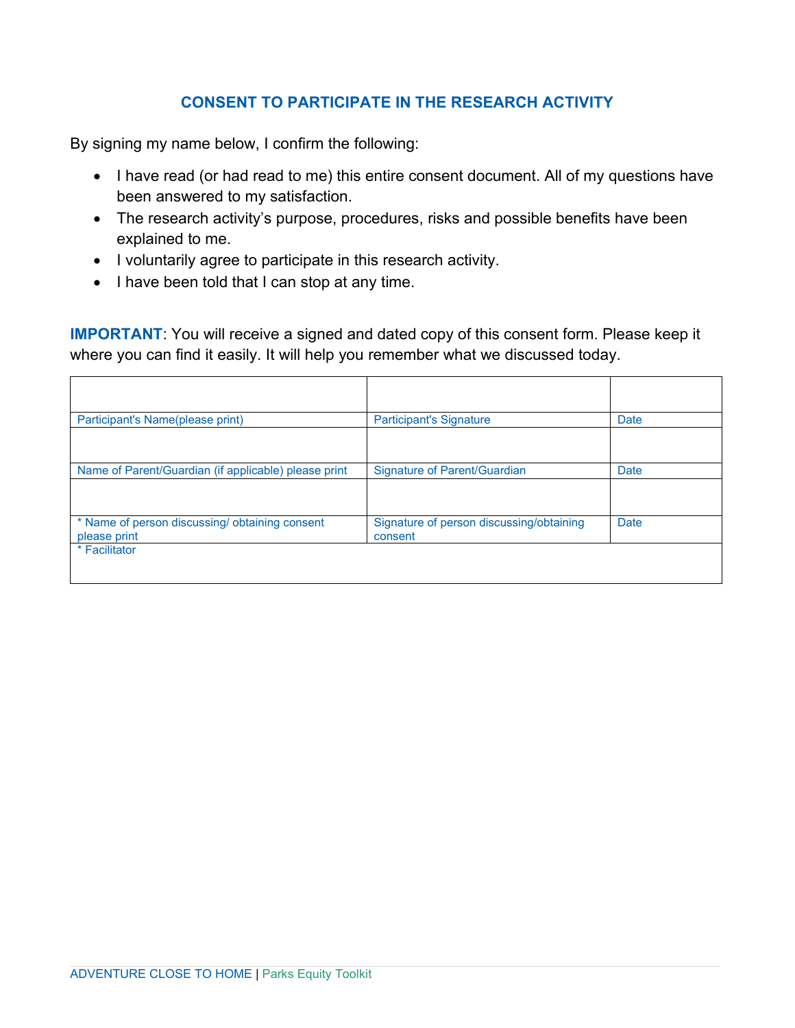## CONSENT TO PARTICIPATE IN THE RESEARCH ACTIVITY

By signing my name below, I confirm the following:

- I have read (or had read to me) this entire consent document. All of my questions have been answered to my satisfaction.
- The research activity's purpose, procedures, risks and possible benefits have been explained to me.
- I voluntarily agree to participate in this research activity.
- I have been told that I can stop at any time.

**IMPORTANT**: You will receive a signed and dated copy of this consent form. Please keep it where you can find it easily. It will help you remember what we discussed today.

| | | |
|---|---|---|
| Participant's Name(please print) | Participant's Signature | Date |
| | | |
| Name of Parent/Guardian (if applicable) please print | Signature of Parent/Guardian | Date |
| | | |
| * Name of person discussing/ obtaining consent please print | Signature of person discussing/obtaining consent | Date |
| * Facilitator | | |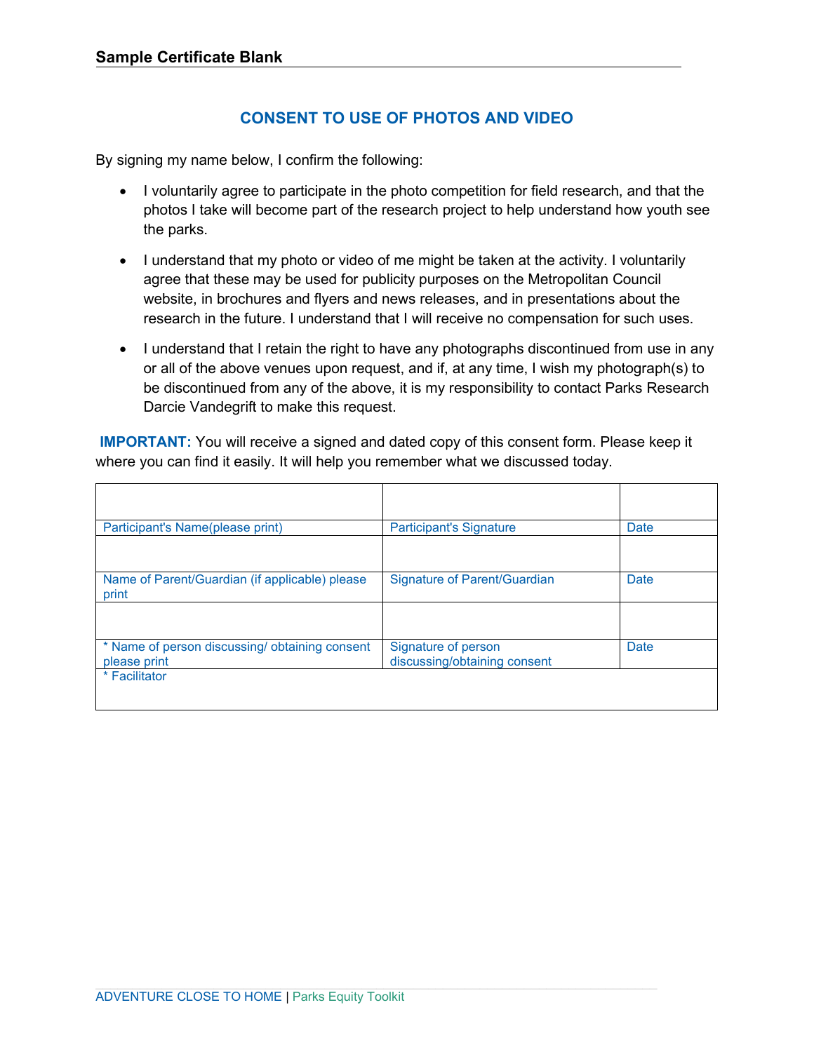## Sample Certificate Blank

### CONSENT TO USE OF PHOTOS AND VIDEO

By signing my name below, I confirm the following:

- I voluntarily agree to participate in the photo competition for field research, and that the photos I take will become part of the research project to help understand how youth see the parks.
- I understand that my photo or video of me might be taken at the activity. I voluntarily agree that these may be used for publicity purposes on the Metropolitan Council website, in brochures and flyers and news releases, and in presentations about the research in the future. I understand that I will receive no compensation for such uses.
- I understand that I retain the right to have any photographs discontinued from use in any or all of the above venues upon request, and if, at any time, I wish my photograph(s) to be discontinued from any of the above, it is my responsibility to contact Parks Research Darcie Vandegrift to make this request.

**IMPORTANT:** You will receive a signed and dated copy of this consent form. Please keep it where you can find it easily. It will help you remember what we discussed today.

| | | |
|---|---|---|
| | | |
| Participant's Name(please print) | Participant's Signature | Date |
| | | |
| Name of Parent/Guardian (if applicable) please print | Signature of Parent/Guardian | Date |
| | | |
| * Name of person discussing/ obtaining consent please print | Signature of person discussing/obtaining consent | Date |
| * Facilitator | | |